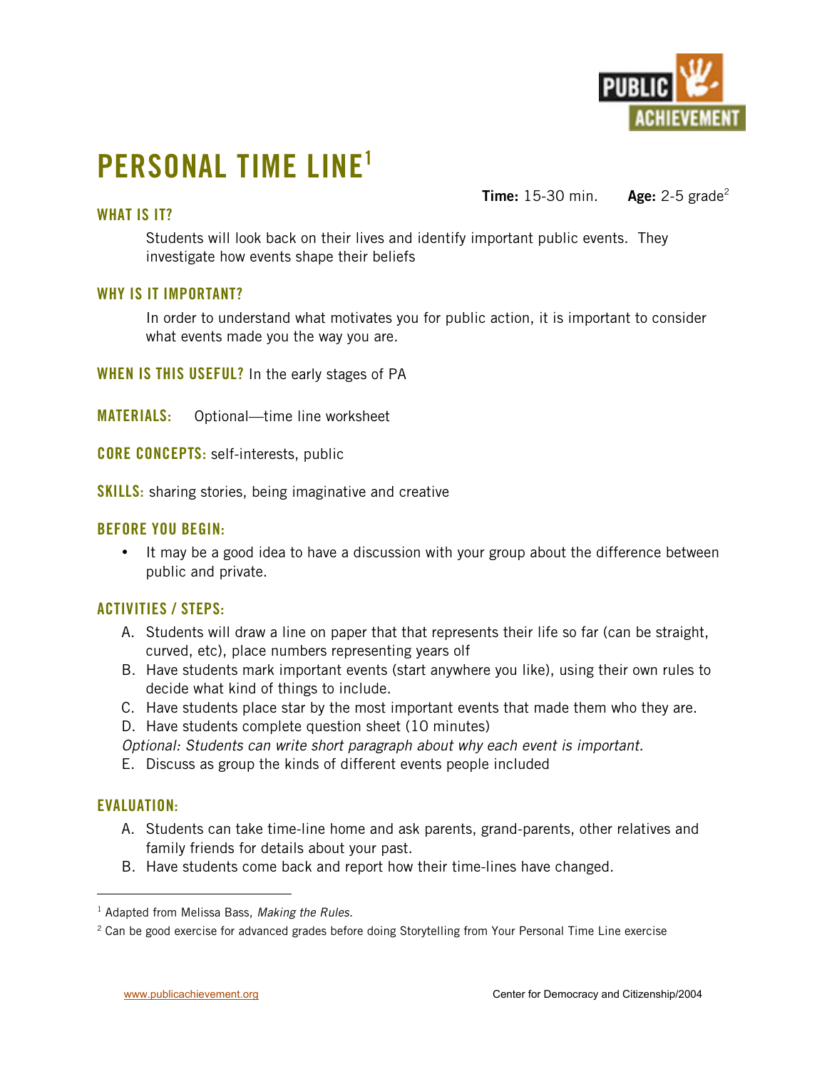# PERSONAL TIME LINE[1]

**Time:** 15-30 min. **Age:** 2-5 grade[2]

### WHAT IS IT?

Students will look back on their lives and identify important public events. They investigate how events shape their beliefs

### WHY IS IT IMPORTANT?

In order to understand what motivates you for public action, it is important to consider what events made you the way you are.

**WHEN IS THIS USEFUL?** In the early stages of PA

**MATERIALS:** Optional—time line worksheet

**CORE CONCEPTS:** self-interests, public

**SKILLS:** sharing stories, being imaginative and creative

### BEFORE YOU BEGIN:

- It may be a good idea to have a discussion with your group about the difference between public and private.

### ACTIVITIES / STEPS:

A. Students will draw a line on paper that that represents their life so far (can be straight, curved, etc), place numbers representing years olf
B. Have students mark important events (start anywhere you like), using their own rules to decide what kind of things to include.
C. Have students place star by the most important events that made them who they are.
D. Have students complete question sheet (10 minutes)

*Optional: Students can write short paragraph about why each event is important.*

E. Discuss as group the kinds of different events people included

### EVALUATION:

A. Students can take time-line home and ask parents, grand-parents, other relatives and family friends for details about your past.
B. Have students come back and report how their time-lines have changed.

---

[1] Adapted from Melissa Bass, *Making the Rules.*

[2] Can be good exercise for advanced grades before doing Storytelling from Your Personal Time Line exercise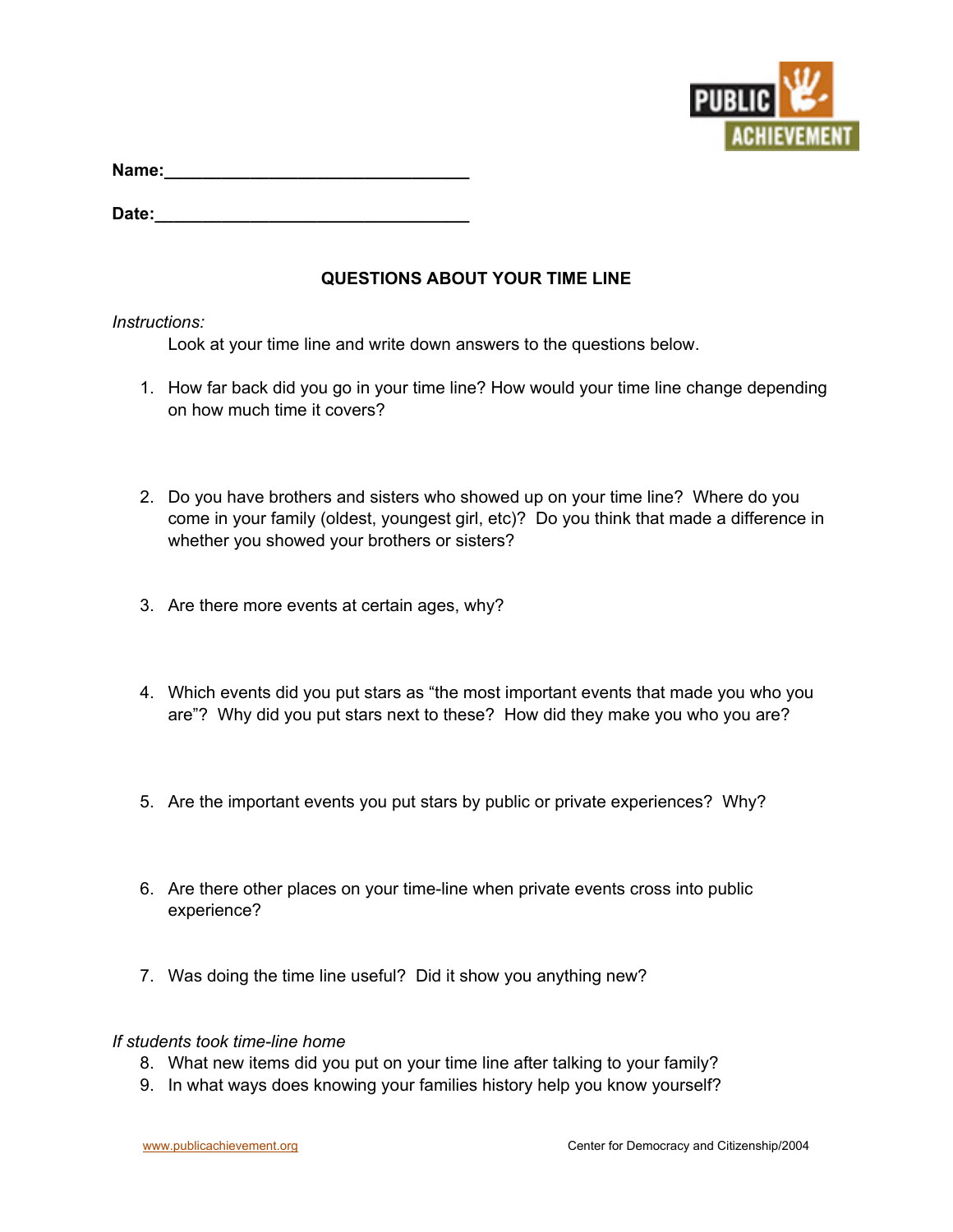Name:_______________________________

Date:_______________________________

## QUESTIONS ABOUT YOUR TIME LINE

*Instructions:*

Look at your time line and write down answers to the questions below.

1. How far back did you go in your time line? How would your time line change depending on how much time it covers?

2. Do you have brothers and sisters who showed up on your time line? Where do you come in your family (oldest, youngest girl, etc)? Do you think that made a difference in whether you showed your brothers or sisters?

3. Are there more events at certain ages, why?

4. Which events did you put stars as "the most important events that made you who you are"? Why did you put stars next to these? How did they make you who you are?

5. Are the important events you put stars by public or private experiences? Why?

6. Are there other places on your time-line when private events cross into public experience?

7. Was doing the time line useful? Did it show you anything new?

*If students took time-line home*

8. What new items did you put on your time line after talking to your family?
9. In what ways does knowing your families history help you know yourself?

www.publicachievement.org

Center for Democracy and Citizenship/2004